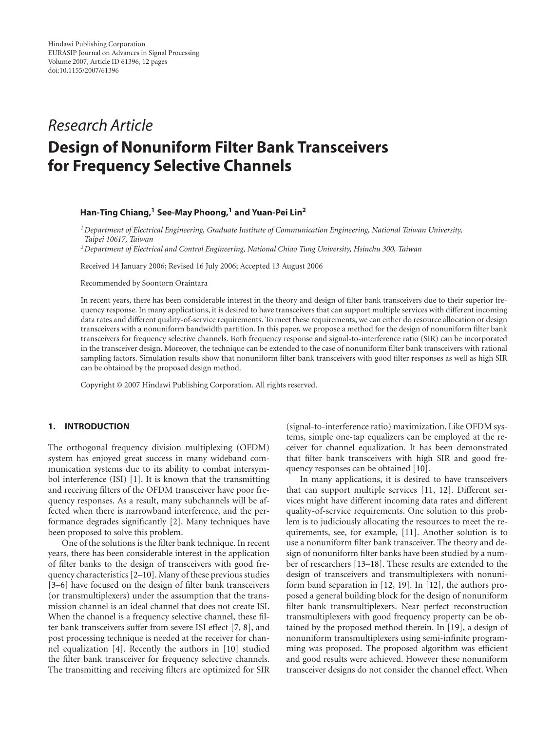Hindawi Publishing Corporation
EURASIP Journal on Advances in Signal Processing
Volume 2007, Article ID 61396, 12 pages
doi:10.1155/2007/61396

*Research Article*

# Design of Nonuniform Filter Bank Transceivers for Frequency Selective Channels

**Han-Ting Chiang,[1] See-May Phoong,[1] and Yuan-Pei Lin[2]**

[1] *Department of Electrical Engineering, Graduate Institute of Communication Engineering, National Taiwan University, Taipei 10617, Taiwan*

[2] *Department of Electrical and Control Engineering, National Chiao Tung University, Hsinchu 300, Taiwan*

Received 14 January 2006; Revised 16 July 2006; Accepted 13 August 2006

Recommended by Soontorn Oraintara

In recent years, there has been considerable interest in the theory and design of filter bank transceivers due to their superior frequency response. In many applications, it is desired to have transceivers that can support multiple services with different incoming data rates and different quality-of-service requirements. To meet these requirements, we can either do resource allocation or design transceivers with a nonuniform bandwidth partition. In this paper, we propose a method for the design of nonuniform filter bank transceivers for frequency selective channels. Both frequency response and signal-to-interference ratio (SIR) can be incorporated in the transceiver design. Moreover, the technique can be extended to the case of nonuniform filter bank transceivers with rational sampling factors. Simulation results show that nonuniform filter bank transceivers with good filter responses as well as high SIR can be obtained by the proposed design method.

Copyright © 2007 Hindawi Publishing Corporation. All rights reserved.

## 1. INTRODUCTION

The orthogonal frequency division multiplexing (OFDM) system has enjoyed great success in many wideband communication systems due to its ability to combat intersymbol interference (ISI) [1]. It is known that the transmitting and receiving filters of the OFDM transceiver have poor frequency responses. As a result, many subchannels will be affected when there is narrowband interference, and the performance degrades significantly [2]. Many techniques have been proposed to solve this problem.

One of the solutions is the filter bank technique. In recent years, there has been considerable interest in the application of filter banks to the design of transceivers with good frequency characteristics [2–10]. Many of these previous studies [3–6] have focused on the design of filter bank transceivers (or transmultiplexers) under the assumption that the transmission channel is an ideal channel that does not create ISI. When the channel is a frequency selective channel, these filter bank transceivers suffer from severe ISI effect [7, 8], and post processing technique is needed at the receiver for channel equalization [4]. Recently the authors in [10] studied the filter bank transceiver for frequency selective channels. The transmitting and receiving filters are optimized for SIR (signal-to-interference ratio) maximization. Like OFDM systems, simple one-tap equalizers can be employed at the receiver for channel equalization. It has been demonstrated that filter bank transceivers with high SIR and good frequency responses can be obtained [10].

In many applications, it is desired to have transceivers that can support multiple services [11, 12]. Different services might have different incoming data rates and different quality-of-service requirements. One solution to this problem is to judiciously allocating the resources to meet the requirements, see, for example, [11]. Another solution is to use a nonuniform filter bank transceiver. The theory and design of nonuniform filter banks have been studied by a number of researchers [13–18]. These results are extended to the design of transceivers and transmultiplexers with nonuniform band separation in [12, 19]. In [12], the authors proposed a general building block for the design of nonuniform filter bank transmultiplexers. Near perfect reconstruction transmultiplexers with good frequency property can be obtained by the proposed method therein. In [19], a design of nonuniform transmultiplexers using semi-infinite programming was proposed. The proposed algorithm was efficient and good results were achieved. However these nonuniform transceiver designs do not consider the channel effect. When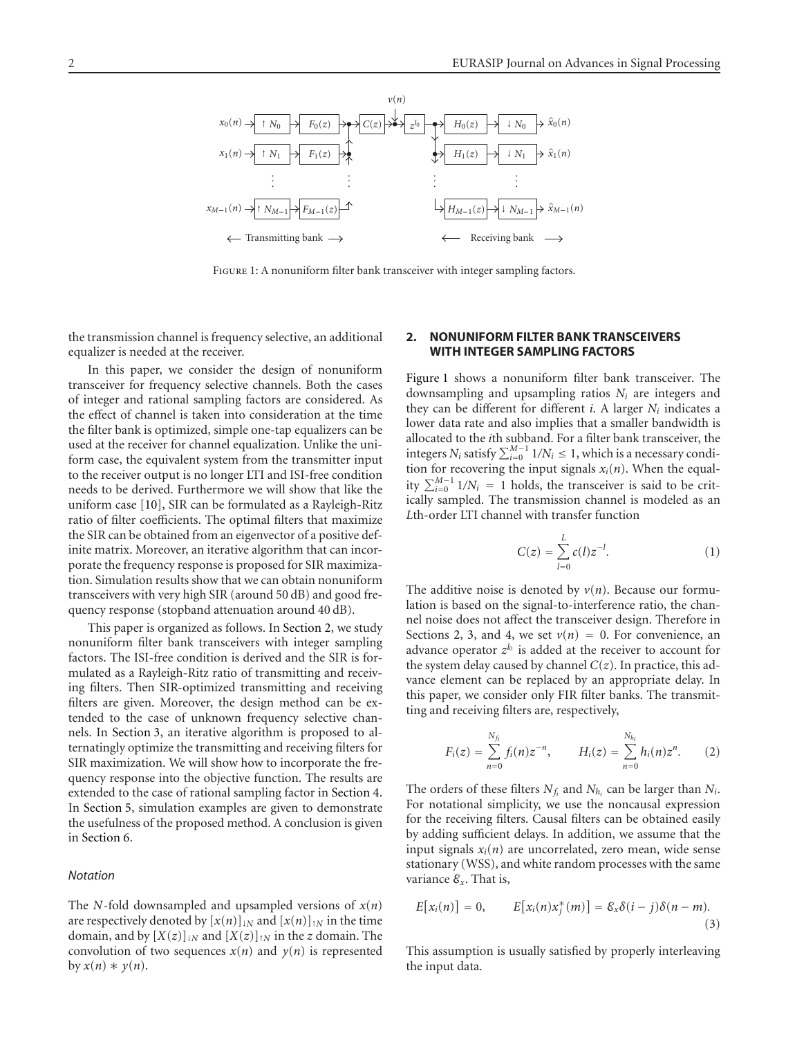Figure 1: A nonuniform filter bank transceiver with integer sampling factors.

the transmission channel is frequency selective, an additional equalizer is needed at the receiver.

In this paper, we consider the design of nonuniform transceiver for frequency selective channels. Both the cases of integer and rational sampling factors are considered. As the effect of channel is taken into consideration at the time the filter bank is optimized, simple one-tap equalizers can be used at the receiver for channel equalization. Unlike the uniform case, the equivalent system from the transmitter input to the receiver output is no longer LTI and ISI-free condition needs to be derived. Furthermore we will show that like the uniform case [10], SIR can be formulated as a Rayleigh-Ritz ratio of filter coefficients. The optimal filters that maximize the SIR can be obtained from an eigenvector of a positive definite matrix. Moreover, an iterative algorithm that can incorporate the frequency response is proposed for SIR maximization. Simulation results show that we can obtain nonuniform transceivers with very high SIR (around 50 dB) and good frequency response (stopband attenuation around 40 dB).

This paper is organized as follows. In Section 2, we study nonuniform filter bank transceivers with integer sampling factors. The ISI-free condition is derived and the SIR is formulated as a Rayleigh-Ritz ratio of transmitting and receiving filters. Then SIR-optimized transmitting and receiving filters are given. Moreover, the design method can be extended to the case of unknown frequency selective channels. In Section 3, an iterative algorithm is proposed to alternatingly optimize the transmitting and receiving filters for SIR maximization. We will show how to incorporate the frequency response into the objective function. The results are extended to the case of rational sampling factor in Section 4. In Section 5, simulation examples are given to demonstrate the usefulness of the proposed method. A conclusion is given in Section 6.

### *Notation*

The $N$-fold downsampled and upsampled versions of $x(n)$ are respectively denoted by $[x(n)]_{\downarrow N}$ and $[x(n)]_{\uparrow N}$ in the time domain, and by $[X(z)]_{\downarrow N}$ and $[X(z)]_{\uparrow N}$ in the $z$ domain. The convolution of two sequences $x(n)$ and $y(n)$ is represented by $x(n) * y(n)$.

## 2. NONUNIFORM FILTER BANK TRANSCEIVERS WITH INTEGER SAMPLING FACTORS

Figure 1 shows a nonuniform filter bank transceiver. The downsampling and upsampling ratios $N_i$ are integers and they can be different for different $i$. A larger $N_i$ indicates a lower data rate and also implies that a smaller bandwidth is allocated to the $i$th subband. For a filter bank transceiver, the integers $N_i$ satisfy $\sum_{i=0}^{M-1} 1/N_i \leq 1$, which is a necessary condition for recovering the input signals $x_i(n)$. When the equality $\sum_{i=0}^{M-1} 1/N_i = 1$ holds, the transceiver is said to be critically sampled. The transmission channel is modeled as an $L$th-order LTI channel with transfer function

$$C(z) = \sum_{l=0}^{L} c(l) z^{-l}. \tag{1}$$

The additive noise is denoted by $v(n)$. Because our formulation is based on the signal-to-interference ratio, the channel noise does not affect the transceiver design. Therefore in Sections 2, 3, and 4, we set $v(n) = 0$. For convenience, an advance operator $z^{l_0}$ is added at the receiver to account for the system delay caused by channel $C(z)$. In practice, this advance element can be replaced by an appropriate delay. In this paper, we consider only FIR filter banks. The transmitting and receiving filters are, respectively,

$$F_i(z) = \sum_{n=0}^{N_{f_i}} f_i(n) z^{-n}, \qquad H_i(z) = \sum_{n=0}^{N_{h_i}} h_i(n) z^{n}. \tag{2}$$

The orders of these filters $N_{f_i}$ and $N_{h_i}$ can be larger than $N_i$. For notational simplicity, we use the noncausal expression for the receiving filters. Causal filters can be obtained easily by adding sufficient delays. In addition, we assume that the input signals $x_i(n)$ are uncorrelated, zero mean, wide sense stationary (WSS), and white random processes with the same variance $\mathcal{E}_x$. That is,

$$E[x_i(n)] = 0, \qquad E[x_i(n) x_j^*(m)] = \mathcal{E}_x \delta(i-j)\delta(n-m). \tag{3}$$

This assumption is usually satisfied by properly interleaving the input data.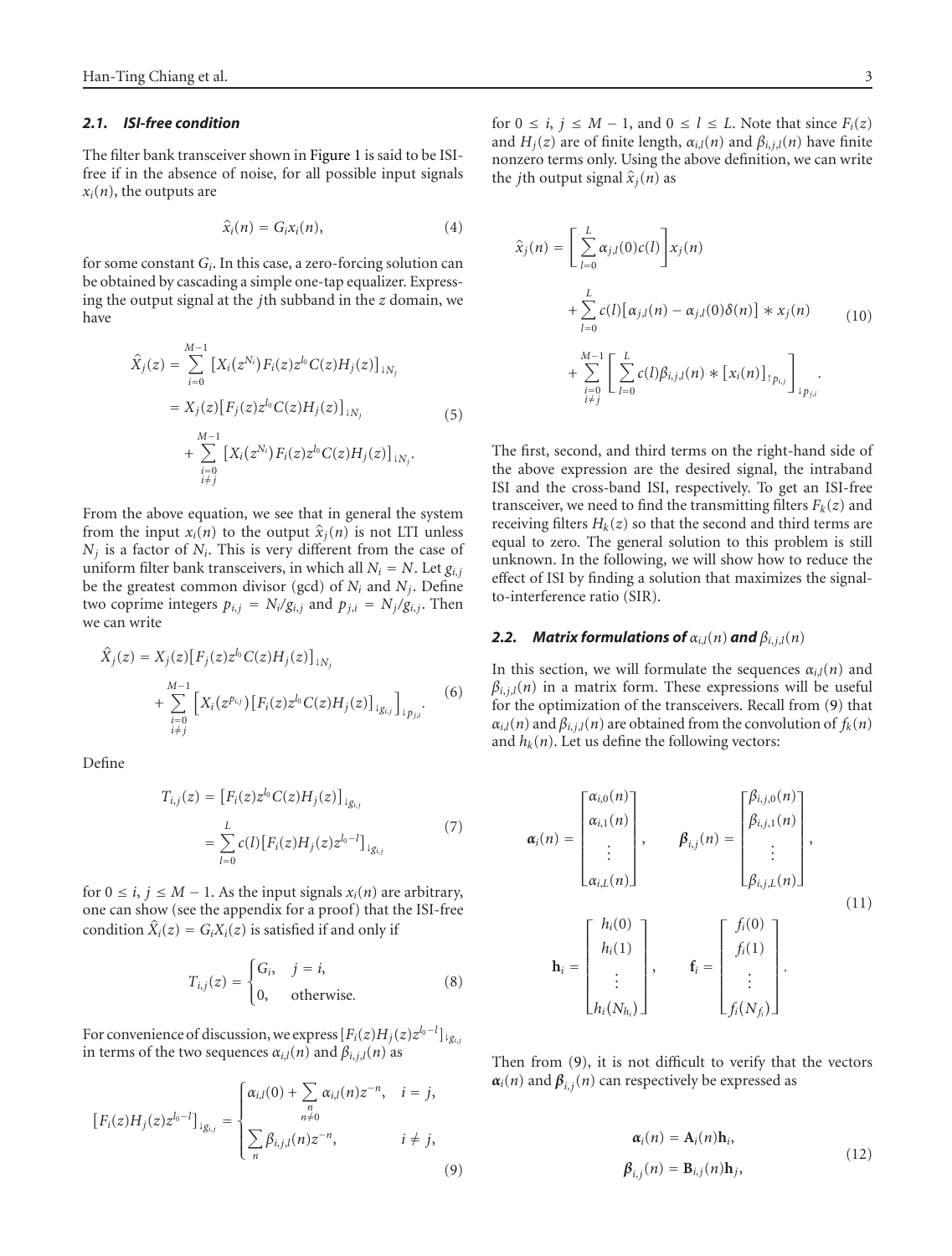### *2.1. ISI-free condition*

The filter bank transceiver shown in Figure 1 is said to be ISI-free if in the absence of noise, for all possible input signals $x_i(n)$, the outputs are

$$\hat{x}_i(n) = G_i x_i(n), \tag{4}$$

for some constant $G_i$. In this case, a zero-forcing solution can be obtained by cascading a simple one-tap equalizer. Expressing the output signal at the $j$th subband in the $z$ domain, we have

$$\begin{aligned}
\hat{X}_j(z) &= \sum_{i=0}^{M-1} \left[X_i(z^{N_i}) F_i(z) z^{l_0} C(z) H_j(z)\right]_{\downarrow N_j} \\
&= X_j(z) \left[F_j(z) z^{l_0} C(z) H_j(z)\right]_{\downarrow N_j} \\
&\quad + \sum_{\substack{i=0 \\ i \neq j}}^{M-1} \left[X_i(z^{N_i}) F_i(z) z^{l_0} C(z) H_j(z)\right]_{\downarrow N_j}.
\end{aligned} \tag{5}$$

From the above equation, we see that in general the system from the input $x_i(n)$ to the output $\hat{x}_j(n)$ is not LTI unless $N_j$ is a factor of $N_i$. This is very different from the case of uniform filter bank transceivers, in which all $N_i = N$. Let $g_{i,j}$ be the greatest common divisor (gcd) of $N_i$ and $N_j$. Define two coprime integers $p_{i,j} = N_i/g_{i,j}$ and $p_{j,i} = N_j/g_{i,j}$. Then we can write

$$\begin{aligned}
\hat{X}_j(z) &= X_j(z) \left[F_j(z) z^{l_0} C(z) H_j(z)\right]_{\downarrow N_j} \\
&\quad + \sum_{\substack{i=0 \\ i \neq j}}^{M-1} \left[X_i(z^{p_{i,j}}) \left[F_i(z) z^{l_0} C(z) H_j(z)\right]_{\downarrow g_{i,j}}\right]_{\downarrow p_{j,i}}.
\end{aligned} \tag{6}$$

Define

$$\begin{aligned}
T_{i,j}(z) &= \left[F_i(z) z^{l_0} C(z) H_j(z)\right]_{\downarrow g_{i,j}} \\
&= \sum_{l=0}^{L} c(l) \left[F_i(z) H_j(z) z^{l_0 - l}\right]_{\downarrow g_{i,j}}
\end{aligned} \tag{7}$$

for $0 \leq i, j \leq M-1$. As the input signals $x_i(n)$ are arbitrary, one can show (see the appendix for a proof) that the ISI-free condition $\hat{X}_i(z) = G_i X_i(z)$ is satisfied if and only if

$$T_{i,j}(z) = \begin{cases} G_i, & j = i, \\ 0, & \text{otherwise.} \end{cases} \tag{8}$$

For convenience of discussion, we express $[F_i(z)H_j(z)z^{l_0-l}]_{\downarrow g_{i,j}}$ in terms of the two sequences $\alpha_{i,l}(n)$ and $\beta_{i,j,l}(n)$ as

$$\left[F_i(z) H_j(z) z^{l_0 - l}\right]_{\downarrow g_{i,j}} = \begin{cases} \alpha_{i,l}(0) + \sum\limits_{\substack{n \\ n \neq 0}} \alpha_{i,l}(n) z^{-n}, & i = j, \\ \sum\limits_{n} \beta_{i,j,l}(n) z^{-n}, & i \neq j, \end{cases} \tag{9}$$

for $0 \leq i, j \leq M-1$, and $0 \leq l \leq L$. Note that since $F_i(z)$ and $H_j(z)$ are of finite length, $\alpha_{i,l}(n)$ and $\beta_{i,j,l}(n)$ have finite nonzero terms only. Using the above definition, we can write the $j$th output signal $\hat{x}_j(n)$ as

$$\begin{aligned}
\hat{x}_j(n) &= \left[\sum_{l=0}^{L} \alpha_{j,l}(0) c(l)\right] x_j(n) \\
&\quad + \sum_{l=0}^{L} c(l) \left[\alpha_{j,l}(n) - \alpha_{j,l}(0)\delta(n)\right] * x_j(n) \\
&\quad + \sum_{\substack{i=0 \\ i \neq j}}^{M-1} \left[\sum_{l=0}^{L} c(l) \beta_{i,j,l}(n) * \left[x_i(n)\right]_{\uparrow p_{i,j}}\right]_{\downarrow p_{j,i}}.
\end{aligned} \tag{10}$$

The first, second, and third terms on the right-hand side of the above expression are the desired signal, the intraband ISI and the cross-band ISI, respectively. To get an ISI-free transceiver, we need to find the transmitting filters $F_k(z)$ and receiving filters $H_k(z)$ so that the second and third terms are equal to zero. The general solution to this problem is still unknown. In the following, we will show how to reduce the effect of ISI by finding a solution that maximizes the signal-to-interference ratio (SIR).

### *2.2. Matrix formulations of $\alpha_{i,l}(n)$ and $\beta_{i,j,l}(n)$*

In this section, we will formulate the sequences $\alpha_{i,l}(n)$ and $\beta_{i,j,l}(n)$ in a matrix form. These expressions will be useful for the optimization of the transceivers. Recall from (9) that $\alpha_{i,l}(n)$ and $\beta_{i,j,l}(n)$ are obtained from the convolution of $f_k(n)$ and $h_k(n)$. Let us define the following vectors:

$$\begin{aligned}
\boldsymbol{\alpha}_i(n) &= \begin{bmatrix} \alpha_{i,0}(n) \\ \alpha_{i,1}(n) \\ \vdots \\ \alpha_{i,L}(n) \end{bmatrix}, \qquad \boldsymbol{\beta}_{i,j}(n) = \begin{bmatrix} \beta_{i,j,0}(n) \\ \beta_{i,j,1}(n) \\ \vdots \\ \beta_{i,j,L}(n) \end{bmatrix}, \\
\mathbf{h}_i &= \begin{bmatrix} h_i(0) \\ h_i(1) \\ \vdots \\ h_i(N_{h_i}) \end{bmatrix}, \qquad \mathbf{f}_i = \begin{bmatrix} f_i(0) \\ f_i(1) \\ \vdots \\ f_i(N_{f_i}) \end{bmatrix}.
\end{aligned} \tag{11}$$

Then from (9), it is not difficult to verify that the vectors $\boldsymbol{\alpha}_i(n)$ and $\boldsymbol{\beta}_{i,j}(n)$ can respectively be expressed as

$$\begin{aligned}
\boldsymbol{\alpha}_i(n) &= \mathbf{A}_i(n)\mathbf{h}_i, \\
\boldsymbol{\beta}_{i,j}(n) &= \mathbf{B}_{i,j}(n)\mathbf{h}_j,
\end{aligned} \tag{12}$$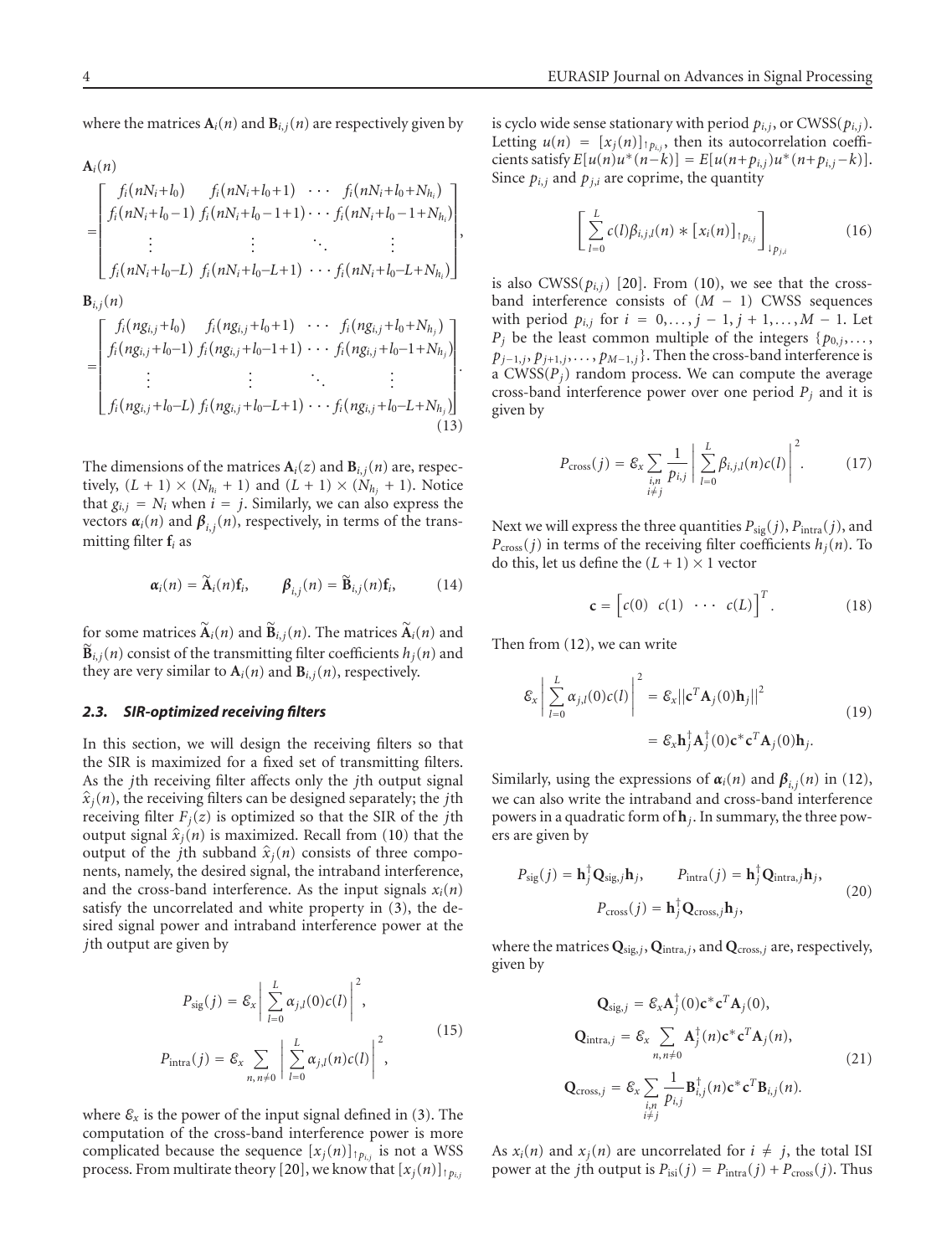where the matrices $\mathbf{A}_i(n)$ and $\mathbf{B}_{i,j}(n)$ are respectively given by

$$\mathbf{A}_i(n) = \begin{bmatrix} f_i(nN_i+l_0) & f_i(nN_i+l_0+1) & \cdots & f_i(nN_i+l_0+N_{h_i}) \\ f_i(nN_i+l_0-1) & f_i(nN_i+l_0-1+1) & \cdots & f_i(nN_i+l_0-1+N_{h_i}) \\ \vdots & \vdots & \ddots & \vdots \\ f_i(nN_i+l_0-L) & f_i(nN_i+l_0-L+1) & \cdots & f_i(nN_i+l_0-L+N_{h_i}) \end{bmatrix},$$

$$\mathbf{B}_{i,j}(n) = \begin{bmatrix} f_i(ng_{i,j}+l_0) & f_i(ng_{i,j}+l_0+1) & \cdots & f_i(ng_{i,j}+l_0+N_{h_j}) \\ f_i(ng_{i,j}+l_0-1) & f_i(ng_{i,j}+l_0-1+1) & \cdots & f_i(ng_{i,j}+l_0-1+N_{h_j}) \\ \vdots & \vdots & \ddots & \vdots \\ f_i(ng_{i,j}+l_0-L) & f_i(ng_{i,j}+l_0-L+1) & \cdots & f_i(ng_{i,j}+l_0-L+N_{h_j}) \end{bmatrix}. \tag{13}$$

The dimensions of the matrices $\mathbf{A}_i(z)$ and $\mathbf{B}_{i,j}(n)$ are, respectively, $(L+1) \times (N_{h_i}+1)$ and $(L+1) \times (N_{h_j}+1)$. Notice that $g_{i,j} = N_i$ when $i = j$. Similarly, we can also express the vectors $\boldsymbol{\alpha}_i(n)$ and $\boldsymbol{\beta}_{i,j}(n)$, respectively, in terms of the transmitting filter $\mathbf{f}_i$ as

$$\boldsymbol{\alpha}_i(n) = \widetilde{\mathbf{A}}_i(n)\mathbf{f}_i, \qquad \boldsymbol{\beta}_{i,j}(n) = \widetilde{\mathbf{B}}_{i,j}(n)\mathbf{f}_i, \tag{14}$$

for some matrices $\widetilde{\mathbf{A}}_i(n)$ and $\widetilde{\mathbf{B}}_{i,j}(n)$. The matrices $\widetilde{\mathbf{A}}_i(n)$ and $\widetilde{\mathbf{B}}_{i,j}(n)$ consist of the transmitting filter coefficients $h_j(n)$ and they are very similar to $\mathbf{A}_i(n)$ and $\mathbf{B}_{i,j}(n)$, respectively.

### *2.3. SIR-optimized receiving filters*

In this section, we will design the receiving filters so that the SIR is maximized for a fixed set of transmitting filters. As the $j$th receiving filter affects only the $j$th output signal $\widehat{x}_j(n)$, the receiving filters can be designed separately; the $j$th receiving filter $F_j(z)$ is optimized so that the SIR of the $j$th output signal $\widehat{x}_j(n)$ is maximized. Recall from (10) that the output of the $j$th subband $\widehat{x}_j(n)$ consists of three components, namely, the desired signal, the intraband interference, and the cross-band interference. As the input signals $x_i(n)$ satisfy the uncorrelated and white property in (3), the desired signal power and intraband interference power at the $j$th output are given by

$$P_{\text{sig}}(j) = \mathcal{E}_x \left| \sum_{l=0}^{L} \alpha_{j,l}(0)c(l) \right|^2,$$
$$P_{\text{intra}}(j) = \mathcal{E}_x \sum_{n,\, n\neq 0} \left| \sum_{l=0}^{L} \alpha_{j,l}(n)c(l) \right|^2, \tag{15}$$

where $\mathcal{E}_x$ is the power of the input signal defined in (3). The computation of the cross-band interference power is more complicated because the sequence $[x_j(n)]_{\uparrow p_{i,j}}$ is not a WSS process. From multirate theory [20], we know that $[x_j(n)]_{\uparrow p_{i,j}}$ is cyclo wide sense stationary with period $p_{i,j}$, or CWSS($p_{i,j}$). Letting $u(n) = [x_j(n)]_{\uparrow p_{i,j}}$, then its autocorrelation coefficients satisfy $E[u(n)u^*(n-k)] = E[u(n+p_{i,j})u^*(n+p_{i,j}-k)]$. Since $p_{i,j}$ and $p_{j,i}$ are coprime, the quantity

$$\left[ \sum_{l=0}^{L} c(l)\beta_{i,j,l}(n) * [x_i(n)]_{\uparrow p_{i,j}} \right]_{\downarrow p_{j,i}} \tag{16}$$

is also CWSS($p_{i,j}$) [20]. From (10), we see that the cross-band interference consists of $(M-1)$ CWSS sequences with period $p_{i,j}$ for $i = 0, \ldots, j-1, j+1, \ldots, M-1$. Let $P_j$ be the least common multiple of the integers $\{p_{0,j}, \ldots, p_{j-1,j}, p_{j+1,j}, \ldots, p_{M-1,j}\}$. Then the cross-band interference is a CWSS($P_j$) random process. We can compute the average cross-band interference power over one period $P_j$ and it is given by

$$P_{\text{cross}}(j) = \mathcal{E}_x \sum_{\substack{i,n \\ i\neq j}} \frac{1}{p_{i,j}} \left| \sum_{l=0}^{L} \beta_{i,j,l}(n)c(l) \right|^2. \tag{17}$$

Next we will express the three quantities $P_{\text{sig}}(j)$, $P_{\text{intra}}(j)$, and $P_{\text{cross}}(j)$ in terms of the receiving filter coefficients $h_j(n)$. To do this, let us define the $(L+1) \times 1$ vector

$$\mathbf{c} = \begin{bmatrix} c(0) & c(1) & \cdots & c(L) \end{bmatrix}^T. \tag{18}$$

Then from (12), we can write

$$\mathcal{E}_x \left| \sum_{l=0}^{L} \alpha_{j,l}(0)c(l) \right|^2 = \mathcal{E}_x \left\| \mathbf{c}^T \mathbf{A}_j(0)\mathbf{h}_j \right\|^2$$
$$= \mathcal{E}_x \mathbf{h}_j^\dagger \mathbf{A}_j^\dagger(0)\mathbf{c}^*\mathbf{c}^T\mathbf{A}_j(0)\mathbf{h}_j. \tag{19}$$

Similarly, using the expressions of $\boldsymbol{\alpha}_i(n)$ and $\boldsymbol{\beta}_{i,j}(n)$ in (12), we can also write the intraband and cross-band interference powers in a quadratic form of $\mathbf{h}_j$. In summary, the three powers are given by

$$P_{\text{sig}}(j) = \mathbf{h}_j^\dagger \mathbf{Q}_{\text{sig},j}\mathbf{h}_j, \qquad P_{\text{intra}}(j) = \mathbf{h}_j^\dagger \mathbf{Q}_{\text{intra},j}\mathbf{h}_j,$$
$$P_{\text{cross}}(j) = \mathbf{h}_j^\dagger \mathbf{Q}_{\text{cross},j}\mathbf{h}_j, \tag{20}$$

where the matrices $\mathbf{Q}_{\text{sig},j}$, $\mathbf{Q}_{\text{intra},j}$, and $\mathbf{Q}_{\text{cross},j}$ are, respectively, given by

$$\mathbf{Q}_{\text{sig},j} = \mathcal{E}_x \mathbf{A}_j^\dagger(0)\mathbf{c}^*\mathbf{c}^T\mathbf{A}_j(0),$$
$$\mathbf{Q}_{\text{intra},j} = \mathcal{E}_x \sum_{n,\, n\neq 0} \mathbf{A}_j^\dagger(n)\mathbf{c}^*\mathbf{c}^T\mathbf{A}_j(n),$$
$$\mathbf{Q}_{\text{cross},j} = \mathcal{E}_x \sum_{\substack{i,n \\ i\neq j}} \frac{1}{p_{i,j}} \mathbf{B}_{i,j}^\dagger(n)\mathbf{c}^*\mathbf{c}^T\mathbf{B}_{i,j}(n). \tag{21}$$

As $x_i(n)$ and $x_j(n)$ are uncorrelated for $i \neq j$, the total ISI power at the $j$th output is $P_{\text{isi}}(j) = P_{\text{intra}}(j) + P_{\text{cross}}(j)$. Thus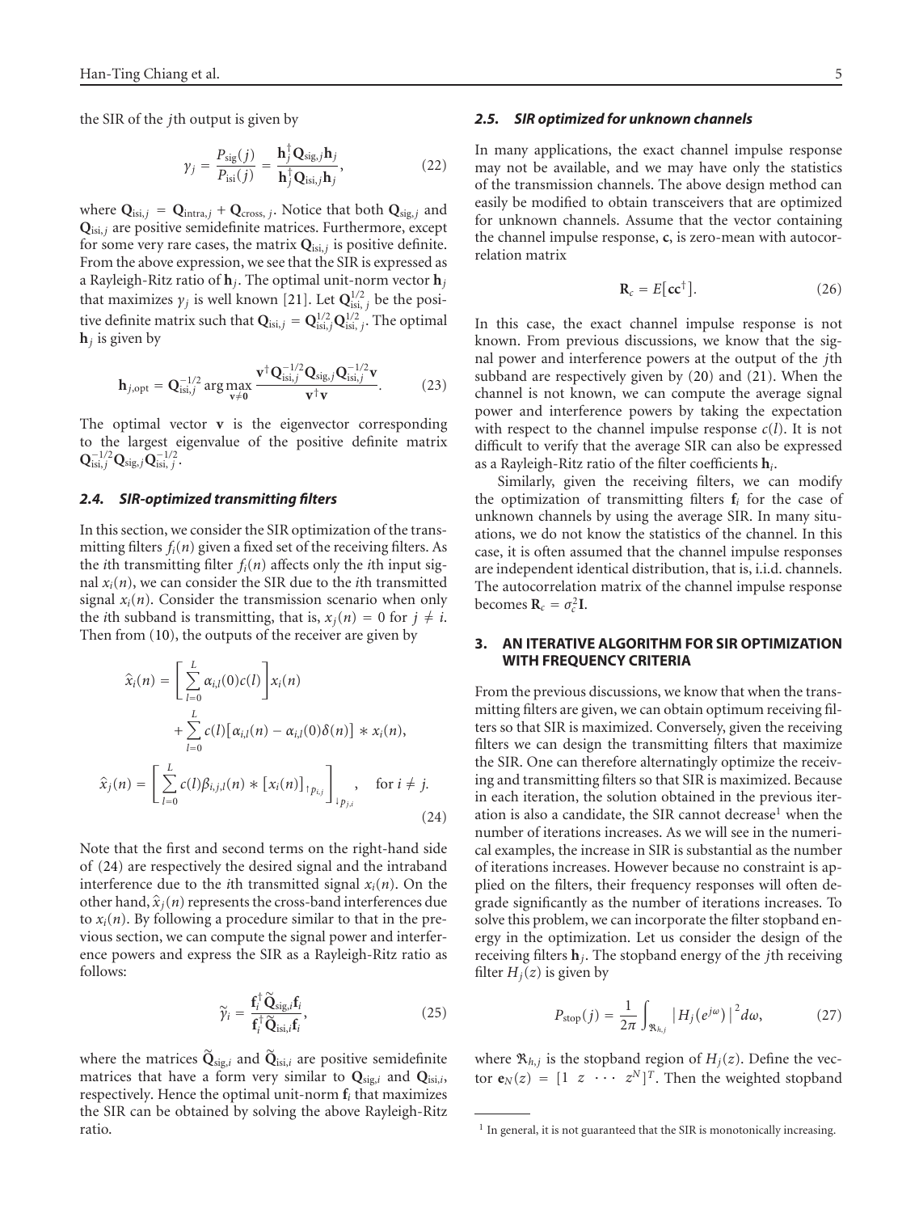the SIR of the $j$th output is given by

$$\gamma_j = \frac{P_{\text{sig}}(j)}{P_{\text{isi}}(j)} = \frac{\mathbf{h}_j^\dagger \mathbf{Q}_{\text{sig},j}\mathbf{h}_j}{\mathbf{h}_j^\dagger \mathbf{Q}_{\text{isi},j}\mathbf{h}_j}, \tag{22}$$

where $\mathbf{Q}_{\text{isi},j} = \mathbf{Q}_{\text{intra},j} + \mathbf{Q}_{\text{cross},j}$. Notice that both $\mathbf{Q}_{\text{sig},j}$ and $\mathbf{Q}_{\text{isi},j}$ are positive semidefinite matrices. Furthermore, except for some very rare cases, the matrix $\mathbf{Q}_{\text{isi},j}$ is positive definite. From the above expression, we see that the SIR is expressed as a Rayleigh-Ritz ratio of $\mathbf{h}_j$. The optimal unit-norm vector $\mathbf{h}_j$ that maximizes $\gamma_j$ is well known [21]. Let $\mathbf{Q}_{\text{isi},j}^{1/2}$ be the positive definite matrix such that $\mathbf{Q}_{\text{isi},j} = \mathbf{Q}_{\text{isi},j}^{1/2}\mathbf{Q}_{\text{isi},j}^{1/2}$. The optimal $\mathbf{h}_j$ is given by

$$\mathbf{h}_{j,\text{opt}} = \mathbf{Q}_{\text{isi},j}^{-1/2} \arg\max_{\mathbf{v}\neq \mathbf{0}} \frac{\mathbf{v}^\dagger \mathbf{Q}_{\text{isi},j}^{-1/2}\mathbf{Q}_{\text{sig},j}\mathbf{Q}_{\text{isi},j}^{-1/2}\mathbf{v}}{\mathbf{v}^\dagger\mathbf{v}}. \tag{23}$$

The optimal vector $\mathbf{v}$ is the eigenvector corresponding to the largest eigenvalue of the positive definite matrix $\mathbf{Q}_{\text{isi},j}^{-1/2}\mathbf{Q}_{\text{sig},j}\mathbf{Q}_{\text{isi},j}^{-1/2}$.

### 2.4. SIR-optimized transmitting filters

In this section, we consider the SIR optimization of the transmitting filters $f_i(n)$ given a fixed set of the receiving filters. As the $i$th transmitting filter $f_i(n)$ affects only the $i$th input signal $x_i(n)$, we can consider the SIR due to the $i$th transmitted signal $x_i(n)$. Consider the transmission scenario when only the $i$th subband is transmitting, that is, $x_j(n) = 0$ for $j \neq i$. Then from (10), the outputs of the receiver are given by

$$\begin{aligned}
\hat{x}_i(n) &= \left[\sum_{l=0}^{L} \alpha_{i,l}(0)c(l)\right]x_i(n) \\
&\quad + \sum_{l=0}^{L} c(l)\left[\alpha_{i,l}(n) - \alpha_{i,l}(0)\delta(n)\right] * x_i(n), \\
\hat{x}_j(n) &= \left[\sum_{l=0}^{L} c(l)\beta_{i,j,l}(n) * \left[x_i(n)\right]_{\uparrow p_{i,j}}\right]_{\downarrow p_{j,i}}, \quad \text{for } i \neq j.
\end{aligned} \tag{24}$$

Note that the first and second terms on the right-hand side of (24) are respectively the desired signal and the intraband interference due to the $i$th transmitted signal $x_i(n)$. On the other hand, $\hat{x}_j(n)$ represents the cross-band interferences due to $x_i(n)$. By following a procedure similar to that in the previous section, we can compute the signal power and interference powers and express the SIR as a Rayleigh-Ritz ratio as follows:

$$\widetilde{\gamma}_i = \frac{\mathbf{f}_i^\dagger \widetilde{\mathbf{Q}}_{\text{sig},i}\mathbf{f}_i}{\mathbf{f}_i^\dagger \widetilde{\mathbf{Q}}_{\text{isi},i}\mathbf{f}_i}, \tag{25}$$

where the matrices $\widetilde{\mathbf{Q}}_{\text{sig},i}$ and $\widetilde{\mathbf{Q}}_{\text{isi},i}$ are positive semidefinite matrices that have a form very similar to $\mathbf{Q}_{\text{sig},i}$ and $\mathbf{Q}_{\text{isi},i}$, respectively. Hence the optimal unit-norm $\mathbf{f}_i$ that maximizes the SIR can be obtained by solving the above Rayleigh-Ritz ratio.

### 2.5. SIR optimized for unknown channels

In many applications, the exact channel impulse response may not be available, and we may have only the statistics of the transmission channels. The above design method can easily be modified to obtain transceivers that are optimized for unknown channels. Assume that the vector containing the channel impulse response, $\mathbf{c}$, is zero-mean with autocorrelation matrix

$$\mathbf{R}_c = E\left[\mathbf{c}\mathbf{c}^\dagger\right]. \tag{26}$$

In this case, the exact channel impulse response is not known. From previous discussions, we know that the signal power and interference powers at the output of the $j$th subband are respectively given by (20) and (21). When the channel is not known, we can compute the average signal power and interference powers by taking the expectation with respect to the channel impulse response $c(l)$. It is not difficult to verify that the average SIR can also be expressed as a Rayleigh-Ritz ratio of the filter coefficients $\mathbf{h}_i$.

Similarly, given the receiving filters, we can modify the optimization of transmitting filters $\mathbf{f}_i$ for the case of unknown channels by using the average SIR. In many situations, we do not know the statistics of the channel. In this case, it is often assumed that the channel impulse responses are independent identical distribution, that is, i.i.d. channels. The autocorrelation matrix of the channel impulse response becomes $\mathbf{R}_c = \sigma_c^2\mathbf{I}$.

## 3. AN ITERATIVE ALGORITHM FOR SIR OPTIMIZATION WITH FREQUENCY CRITERIA

From the previous discussions, we know that when the transmitting filters are given, we can obtain optimum receiving filters so that SIR is maximized. Conversely, given the receiving filters we can design the transmitting filters that maximize the SIR. One can therefore alternatingly optimize the receiving and transmitting filters so that SIR is maximized. Because in each iteration, the solution obtained in the previous iteration is also a candidate, the SIR cannot decrease[1] when the number of iterations increases. As we will see in the numerical examples, the increase in SIR is substantial as the number of iterations increases. However because no constraint is applied on the filters, their frequency responses will often degrade significantly as the number of iterations increases. To solve this problem, we can incorporate the filter stopband energy in the optimization. Let us consider the design of the receiving filters $\mathbf{h}_j$. The stopband energy of the $j$th receiving filter $H_j(z)$ is given by

$$P_{\text{stop}}(j) = \frac{1}{2\pi}\int_{\Re_{h,j}} \left|H_j(e^{j\omega})\right|^2 d\omega, \tag{27}$$

where $\Re_{h,j}$ is the stopband region of $H_j(z)$. Define the vector $\mathbf{e}_N(z) = [1 \;\; z \;\; \cdots \;\; z^N]^T$. Then the weighted stopband

[1] In general, it is not guaranteed that the SIR is monotonically increasing.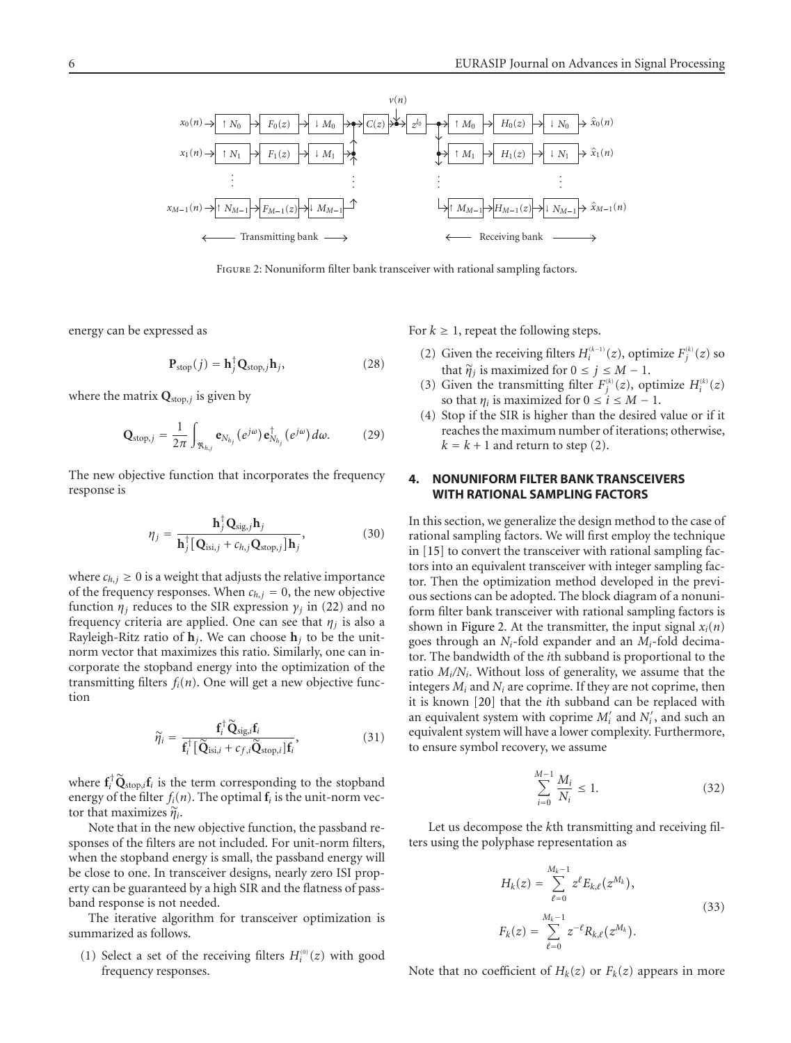Figure 2: Nonuniform filter bank transceiver with rational sampling factors.

energy can be expressed as

$$\mathbf{P}_{\text{stop}}(j) = \mathbf{h}_j^\dagger \mathbf{Q}_{\text{stop},j} \mathbf{h}_j, \tag{28}$$

where the matrix $\mathbf{Q}_{\text{stop},j}$ is given by

$$\mathbf{Q}_{\text{stop},j} = \frac{1}{2\pi} \int_{\Re_{h,j}} \mathbf{e}_{N_{h_j}}(e^{j\omega}) \mathbf{e}_{N_{h_j}}^\dagger (e^{j\omega}) \, d\omega. \tag{29}$$

The new objective function that incorporates the frequency response is

$$\eta_j = \frac{\mathbf{h}_j^\dagger \mathbf{Q}_{\text{sig},j} \mathbf{h}_j}{\mathbf{h}_j^\dagger [\mathbf{Q}_{\text{isi},j} + c_{h,j} \mathbf{Q}_{\text{stop},j}] \mathbf{h}_j}, \tag{30}$$

where $c_{h,j} \geq 0$ is a weight that adjusts the relative importance of the frequency responses. When $c_{h,j} = 0$, the new objective function $\eta_j$ reduces to the SIR expression $\gamma_j$ in (22) and no frequency criteria are applied. One can see that $\eta_j$ is also a Rayleigh-Ritz ratio of $\mathbf{h}_j$. We can choose $\mathbf{h}_j$ to be the unit-norm vector that maximizes this ratio. Similarly, one can incorporate the stopband energy into the optimization of the transmitting filters $f_i(n)$. One will get a new objective function

$$\widetilde{\eta}_i = \frac{\mathbf{f}_i^\dagger \widetilde{\mathbf{Q}}_{\text{sig},i} \mathbf{f}_i}{\mathbf{f}_i^\dagger [\widetilde{\mathbf{Q}}_{\text{isi},i} + c_{f,i} \widetilde{\mathbf{Q}}_{\text{stop},i}] \mathbf{f}_i}, \tag{31}$$

where $\mathbf{f}_i^\dagger \widetilde{\mathbf{Q}}_{\text{stop},i} \mathbf{f}_i$ is the term corresponding to the stopband energy of the filter $f_i(n)$. The optimal $\mathbf{f}_i$ is the unit-norm vector that maximizes $\widetilde{\eta}_i$.

Note that in the new objective function, the passband responses of the filters are not included. For unit-norm filters, when the stopband energy is small, the passband energy will be close to one. In transceiver designs, nearly zero ISI property can be guaranteed by a high SIR and the flatness of passband response is not needed.

The iterative algorithm for transceiver optimization is summarized as follows.

(1) Select a set of the receiving filters $H_i^{(0)}(z)$ with good frequency responses.

For $k \geq 1$, repeat the following steps.

(2) Given the receiving filters $H_i^{(k-1)}(z)$, optimize $F_j^{(k)}(z)$ so that $\widetilde{\eta}_j$ is maximized for $0 \leq j \leq M-1$.

(3) Given the transmitting filter $F_j^{(k)}(z)$, optimize $H_i^{(k)}(z)$ so that $\eta_i$ is maximized for $0 \leq i \leq M-1$.

(4) Stop if the SIR is higher than the desired value or if it reaches the maximum number of iterations; otherwise, $k = k+1$ and return to step (2).

## 4. NONUNIFORM FILTER BANK TRANSCEIVERS WITH RATIONAL SAMPLING FACTORS

In this section, we generalize the design method to the case of rational sampling factors. We will first employ the technique in [15] to convert the transceiver with rational sampling factors into an equivalent transceiver with integer sampling factor. Then the optimization method developed in the previous sections can be adopted. The block diagram of a nonuniform filter bank transceiver with rational sampling factors is shown in Figure 2. At the transmitter, the input signal $x_i(n)$ goes through an $N_i$-fold expander and an $M_i$-fold decimator. The bandwidth of the $i$th subband is proportional to the ratio $M_i/N_i$. Without loss of generality, we assume that the integers $M_i$ and $N_i$ are coprime. If they are not coprime, then it is known [20] that the $i$th subband can be replaced with an equivalent system with coprime $M_i'$ and $N_i'$, and such an equivalent system will have a lower complexity. Furthermore, to ensure symbol recovery, we assume

$$\sum_{i=0}^{M-1} \frac{M_i}{N_i} \leq 1. \tag{32}$$

Let us decompose the $k$th transmitting and receiving filters using the polyphase representation as

$$\begin{aligned} H_k(z) &= \sum_{\ell=0}^{M_k-1} z^{\ell} E_{k,\ell}(z^{M_k}), \\ F_k(z) &= \sum_{\ell=0}^{M_k-1} z^{-\ell} R_{k,\ell}(z^{M_k}). \end{aligned} \tag{33}$$

Note that no coefficient of $H_k(z)$ or $F_k(z)$ appears in more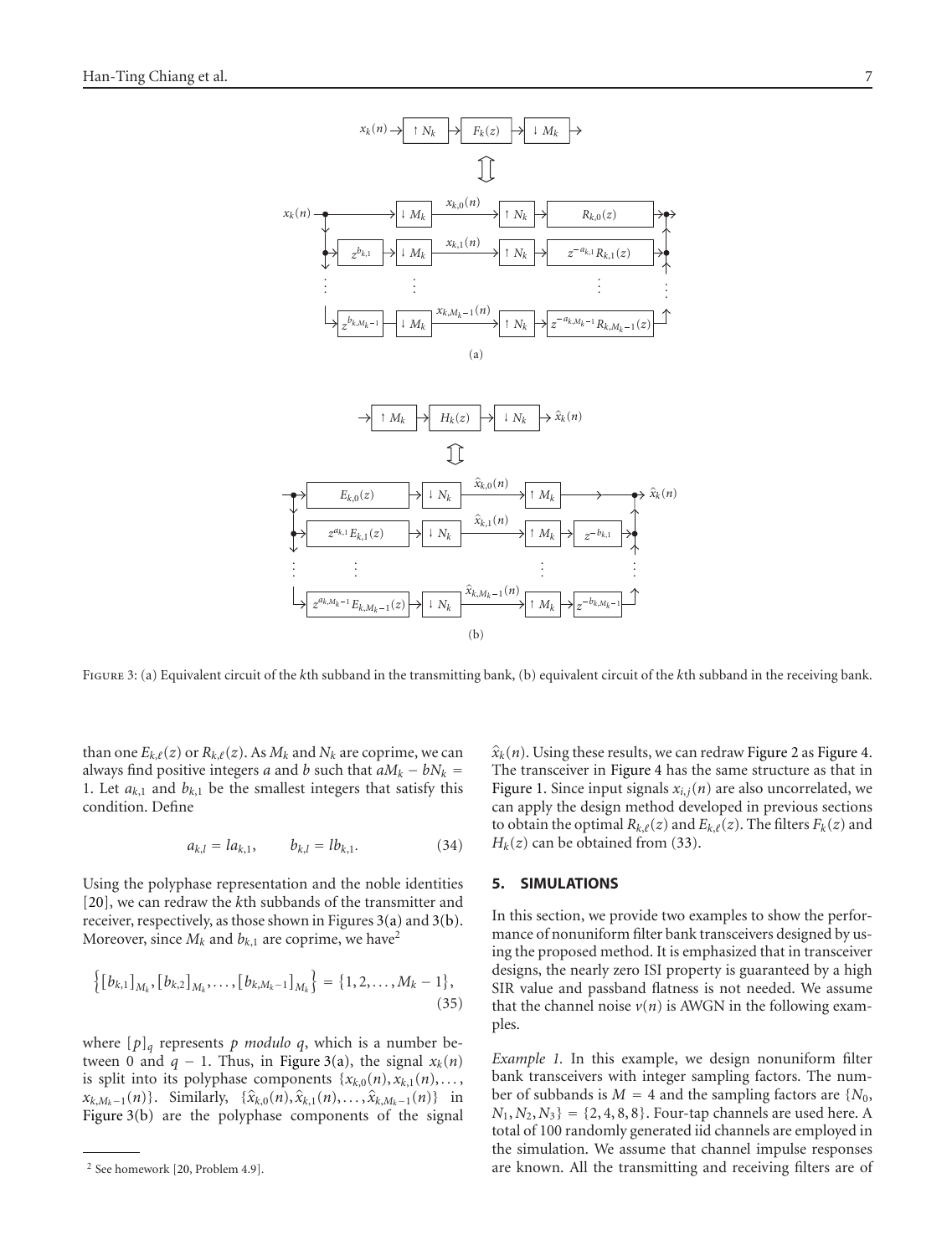FIGURE 3: (a) Equivalent circuit of the $k$th subband in the transmitting bank, (b) equivalent circuit of the $k$th subband in the receiving bank.

than one $E_{k,\ell}(z)$ or $R_{k,\ell}(z)$. As $M_k$ and $N_k$ are coprime, we can always find positive integers $a$ and $b$ such that $aM_k - bN_k = 1$. Let $a_{k,1}$ and $b_{k,1}$ be the smallest integers that satisfy this condition. Define

$$a_{k,l} = la_{k,1}, \qquad b_{k,l} = lb_{k,1}. \tag{34}$$

Using the polyphase representation and the noble identities [20], we can redraw the $k$th subbands of the transmitter and receiver, respectively, as those shown in Figures 3(a) and 3(b). Moreover, since $M_k$ and $b_{k,1}$ are coprime, we have[2]

$$\left\{[b_{k,1}]_{M_k}, [b_{k,2}]_{M_k}, \ldots, [b_{k,M_k-1}]_{M_k}\right\} = \{1, 2, \ldots, M_k - 1\}, \tag{35}$$

where $[p]_q$ represents *p modulo q*, which is a number between 0 and $q-1$. Thus, in Figure 3(a), the signal $x_k(n)$ is split into its polyphase components $\{x_{k,0}(n), x_{k,1}(n), \ldots, x_{k,M_k-1}(n)\}$. Similarly, $\{\hat{x}_{k,0}(n), \hat{x}_{k,1}(n), \ldots, \hat{x}_{k,M_k-1}(n)\}$ in Figure 3(b) are the polyphase components of the signal $\hat{x}_k(n)$. Using these results, we can redraw Figure 2 as Figure 4. The transceiver in Figure 4 has the same structure as that in Figure 1. Since input signals $x_{i,j}(n)$ are also uncorrelated, we can apply the design method developed in previous sections to obtain the optimal $R_{k,\ell}(z)$ and $E_{k,\ell}(z)$. The filters $F_k(z)$ and $H_k(z)$ can be obtained from (33).

## 5. SIMULATIONS

In this section, we provide two examples to show the performance of nonuniform filter bank transceivers designed by using the proposed method. It is emphasized that in transceiver designs, the nearly zero ISI property is guaranteed by a high SIR value and passband flatness is not needed. We assume that the channel noise $\nu(n)$ is AWGN in the following examples.

*Example 1.* In this example, we design nonuniform filter bank transceivers with integer sampling factors. The number of subbands is $M = 4$ and the sampling factors are $\{N_0, N_1, N_2, N_3\} = \{2, 4, 8, 8\}$. Four-tap channels are used here. A total of 100 randomly generated iid channels are employed in the simulation. We assume that channel impulse responses are known. All the transmitting and receiving filters are of

[2] See homework [20, Problem 4.9].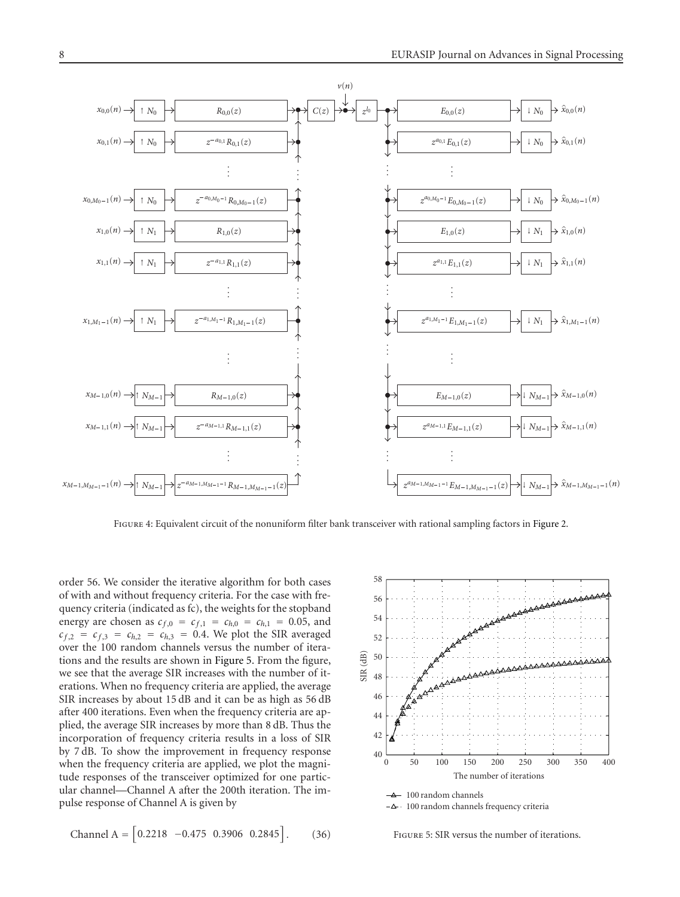Figure 4: Equivalent circuit of the nonuniform filter bank transceiver with rational sampling factors in Figure 2.

order 56. We consider the iterative algorithm for both cases of with and without frequency criteria. For the case with frequency criteria (indicated as fc), the weights for the stopband energy are chosen as $c_{f,0} = c_{f,1} = c_{h,0} = c_{h,1} = 0.05$, and $c_{f,2} = c_{f,3} = c_{h,2} = c_{h,3} = 0.4$. We plot the SIR averaged over the 100 random channels versus the number of iterations and the results are shown in Figure 5. From the figure, we see that the average SIR increases with the number of iterations. When no frequency criteria are applied, the average SIR increases by about 15 dB and it can be as high as 56 dB after 400 iterations. Even when the frequency criteria are applied, the average SIR increases by more than 8 dB. Thus the incorporation of frequency criteria results in a loss of SIR by 7 dB. To show the improvement in frequency response when the frequency criteria are applied, we plot the magnitude responses of the transceiver optimized for one particular channel—Channel A after the 200th iteration. The impulse response of Channel A is given by

$$\text{Channel A} = \begin{bmatrix} 0.2218 & -0.475 & 0.3906 & 0.2845 \end{bmatrix}. \tag{36}$$

Figure 5: SIR versus the number of iterations.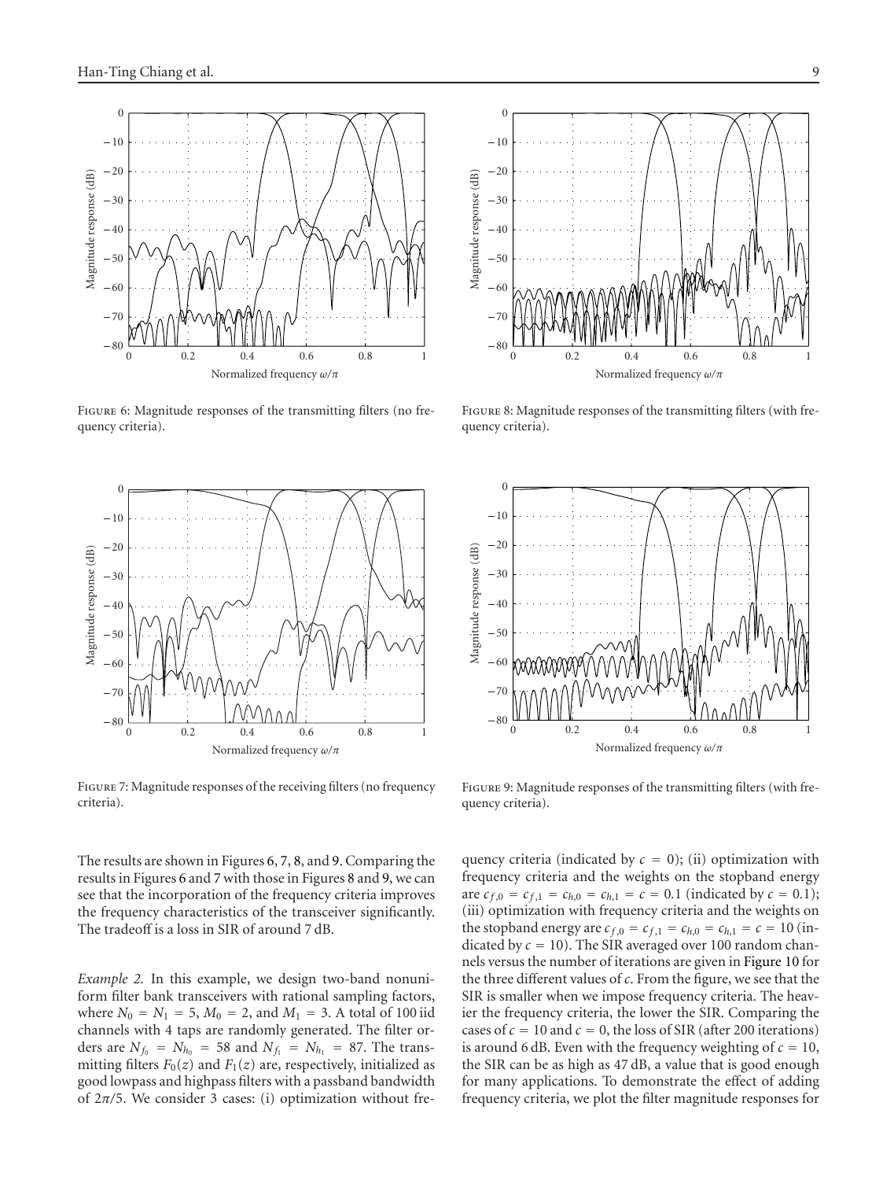Figure 6: Magnitude responses of the transmitting filters (no frequency criteria).

Figure 8: Magnitude responses of the transmitting filters (with frequency criteria).

Figure 7: Magnitude responses of the receiving filters (no frequency criteria).

Figure 9: Magnitude responses of the transmitting filters (with frequency criteria).

The results are shown in Figures 6, 7, 8, and 9. Comparing the results in Figures 6 and 7 with those in Figures 8 and 9, we can see that the incorporation of the frequency criteria improves the frequency characteristics of the transceiver significantly. The tradeoff is a loss in SIR of around 7 dB.

*Example 2.* In this example, we design two-band nonuniform filter bank transceivers with rational sampling factors, where $N_0 = N_1 = 5$, $M_0 = 2$, and $M_1 = 3$. A total of 100 iid channels with 4 taps are randomly generated. The filter orders are $N_{f_0} = N_{h_0} = 58$ and $N_{f_1} = N_{h_1} = 87$. The transmitting filters $F_0(z)$ and $F_1(z)$ are, respectively, initialized as good lowpass and highpass filters with a passband bandwidth of $2\pi/5$. We consider 3 cases: (i) optimization without frequency criteria (indicated by $c = 0$); (ii) optimization with frequency criteria and the weights on the stopband energy are $c_{f,0} = c_{f,1} = c_{h,0} = c_{h,1} = c = 0.1$ (indicated by $c = 0.1$); (iii) optimization with frequency criteria and the weights on the stopband energy are $c_{f,0} = c_{f,1} = c_{h,0} = c_{h,1} = c = 10$ (indicated by $c = 10$). The SIR averaged over 100 random channels versus the number of iterations are given in Figure 10 for the three different values of $c$. From the figure, we see that the SIR is smaller when we impose frequency criteria. The heavier the frequency criteria, the lower the SIR. Comparing the cases of $c = 10$ and $c = 0$, the loss of SIR (after 200 iterations) is around 6 dB. Even with the frequency weighting of $c = 10$, the SIR can be as high as 47 dB, a value that is good enough for many applications. To demonstrate the effect of adding frequency criteria, we plot the filter magnitude responses for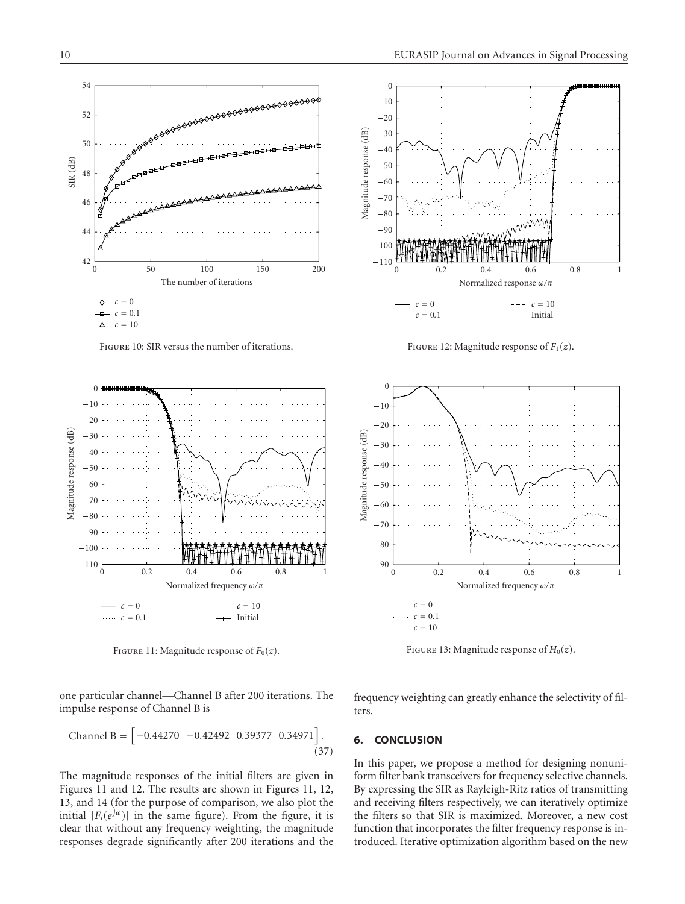Figure 10: SIR versus the number of iterations.

Figure 11: Magnitude response of $F_0(z)$.

Figure 12: Magnitude response of $F_1(z)$.

Figure 13: Magnitude response of $H_0(z)$.

one particular channel—Channel B after 200 iterations. The impulse response of Channel B is

$$\text{Channel B} = \begin{bmatrix} -0.44270 & -0.42492 & 0.39377 & 0.34971 \end{bmatrix}. \tag{37}$$

The magnitude responses of the initial filters are given in Figures 11 and 12. The results are shown in Figures 11, 12, 13, and 14 (for the purpose of comparison, we also plot the initial $|F_i(e^{j\omega})|$ in the same figure). From the figure, it is clear that without any frequency weighting, the magnitude responses degrade significantly after 200 iterations and the frequency weighting can greatly enhance the selectivity of filters.

## 6. CONCLUSION

In this paper, we propose a method for designing nonuniform filter bank transceivers for frequency selective channels. By expressing the SIR as Rayleigh-Ritz ratios of transmitting and receiving filters respectively, we can iteratively optimize the filters so that SIR is maximized. Moreover, a new cost function that incorporates the filter frequency response is introduced. Iterative optimization algorithm based on the new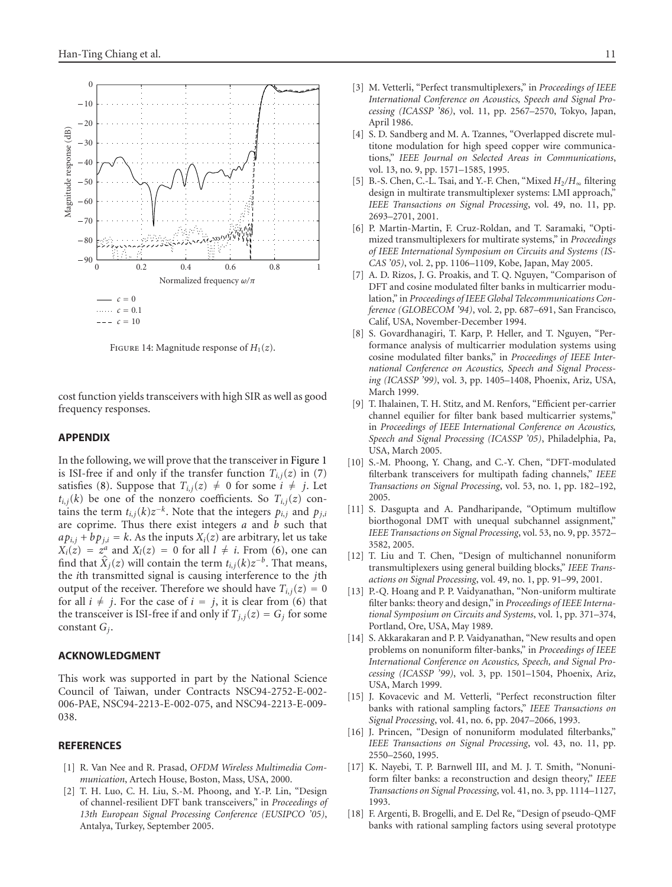FIGURE 14: Magnitude response of $H_1(z)$.

cost function yields transceivers with high SIR as well as good frequency responses.

## APPENDIX

In the following, we will prove that the transceiver in Figure 1 is ISI-free if and only if the transfer function $T_{i,j}(z)$ in (7) satisfies (8). Suppose that $T_{i,j}(z) \neq 0$ for some $i \neq j$. Let $t_{i,j}(k)$ be one of the nonzero coefficients. So $T_{i,j}(z)$ contains the term $t_{i,j}(k)z^{-k}$. Note that the integers $p_{i,j}$ and $p_{j,i}$ are coprime. Thus there exist integers $a$ and $b$ such that $ap_{i,j} + bp_{j,i} = k$. As the inputs $X_i(z)$ are arbitrary, let us take $X_i(z) = z^a$ and $X_l(z) = 0$ for all $l \neq i$. From (6), one can find that $\hat{X}_j(z)$ will contain the term $t_{i,j}(k)z^{-b}$. That means, the $i$th transmitted signal is causing interference to the $j$th output of the receiver. Therefore we should have $T_{i,j}(z) = 0$ for all $i \neq j$. For the case of $i = j$, it is clear from (6) that the transceiver is ISI-free if and only if $T_{j,j}(z) = G_j$ for some constant $G_j$.

## ACKNOWLEDGMENT

This work was supported in part by the National Science Council of Taiwan, under Contracts NSC94-2752-E-002-006-PAE, NSC94-2213-E-002-075, and NSC94-2213-E-009-038.

## REFERENCES

[1] R. Van Nee and R. Prasad, *OFDM Wireless Multimedia Communication*, Artech House, Boston, Mass, USA, 2000.

[2] T. H. Luo, C. H. Liu, S.-M. Phoong, and Y.-P. Lin, "Design of channel-resilient DFT bank transceivers," in *Proceedings of 13th European Signal Processing Conference (EUSIPCO '05)*, Antalya, Turkey, September 2005.

[3] M. Vetterli, "Perfect transmultiplexers," in *Proceedings of IEEE International Conference on Acoustics, Speech and Signal Processing (ICASSP '86)*, vol. 11, pp. 2567–2570, Tokyo, Japan, April 1986.

[4] S. D. Sandberg and M. A. Tzannes, "Overlapped discrete multitone modulation for high speed copper wire communications," *IEEE Journal on Selected Areas in Communications*, vol. 13, no. 9, pp. 1571–1585, 1995.

[5] B.-S. Chen, C.-L. Tsai, and Y.-F. Chen, "Mixed $H_2/H_\infty$ filtering design in multirate transmultiplexer systems: LMI approach," *IEEE Transactions on Signal Processing*, vol. 49, no. 11, pp. 2693–2701, 2001.

[6] P. Martin-Martin, F. Cruz-Roldan, and T. Saramaki, "Optimized transmultiplexers for multirate systems," in *Proceedings of IEEE International Symposium on Circuits and Systems (ISCAS '05)*, vol. 2, pp. 1106–1109, Kobe, Japan, May 2005.

[7] A. D. Rizos, J. G. Proakis, and T. Q. Nguyen, "Comparison of DFT and cosine modulated filter banks in multicarrier modulation," in *Proceedings of IEEE Global Telecommunications Conference (GLOBECOM '94)*, vol. 2, pp. 687–691, San Francisco, Calif, USA, November-December 1994.

[8] S. Govardhanagiri, T. Karp, P. Heller, and T. Nguyen, "Performance analysis of multicarrier modulation systems using cosine modulated filter banks," in *Proceedings of IEEE International Conference on Acoustics, Speech and Signal Processing (ICASSP '99)*, vol. 3, pp. 1405–1408, Phoenix, Ariz, USA, March 1999.

[9] T. Ihalainen, T. H. Stitz, and M. Renfors, "Efficient per-carrier channel equilier for filter bank based multicarrier systems," in *Proceedings of IEEE International Conference on Acoustics, Speech and Signal Processing (ICASSP '05)*, Philadelphia, Pa, USA, March 2005.

[10] S.-M. Phoong, Y. Chang, and C.-Y. Chen, "DFT-modulated filterbank transceivers for multipath fading channels," *IEEE Transactions on Signal Processing*, vol. 53, no. 1, pp. 182–192, 2005.

[11] S. Dasgupta and A. Pandharipande, "Optimum multiflow biorthogonal DMT with unequal subchannel assignment," *IEEE Transactions on Signal Processing*, vol. 53, no. 9, pp. 3572–3582, 2005.

[12] T. Liu and T. Chen, "Design of multichannel nonuniform transmultiplexers using general building blocks," *IEEE Transactions on Signal Processing*, vol. 49, no. 1, pp. 91–99, 2001.

[13] P.-Q. Hoang and P. P. Vaidyanathan, "Non-uniform multirate filter banks: theory and design," in *Proceedings of IEEE International Symposium on Circuits and Systems*, vol. 1, pp. 371–374, Portland, Ore, USA, May 1989.

[14] S. Akkarakaran and P. P. Vaidyanathan, "New results and open problems on nonuniform filter-banks," in *Proceedings of IEEE International Conference on Acoustics, Speech, and Signal Processing (ICASSP '99)*, vol. 3, pp. 1501–1504, Phoenix, Ariz, USA, March 1999.

[15] J. Kovacevic and M. Vetterli, "Perfect reconstruction filter banks with rational sampling factors," *IEEE Transactions on Signal Processing*, vol. 41, no. 6, pp. 2047–2066, 1993.

[16] J. Princen, "Design of nonuniform modulated filterbanks," *IEEE Transactions on Signal Processing*, vol. 43, no. 11, pp. 2550–2560, 1995.

[17] K. Nayebi, T. P. Barnwell III, and M. J. T. Smith, "Nonuniform filter banks: a reconstruction and design theory," *IEEE Transactions on Signal Processing*, vol. 41, no. 3, pp. 1114–1127, 1993.

[18] F. Argenti, B. Brogelli, and E. Del Re, "Design of pseudo-QMF banks with rational sampling factors using several prototype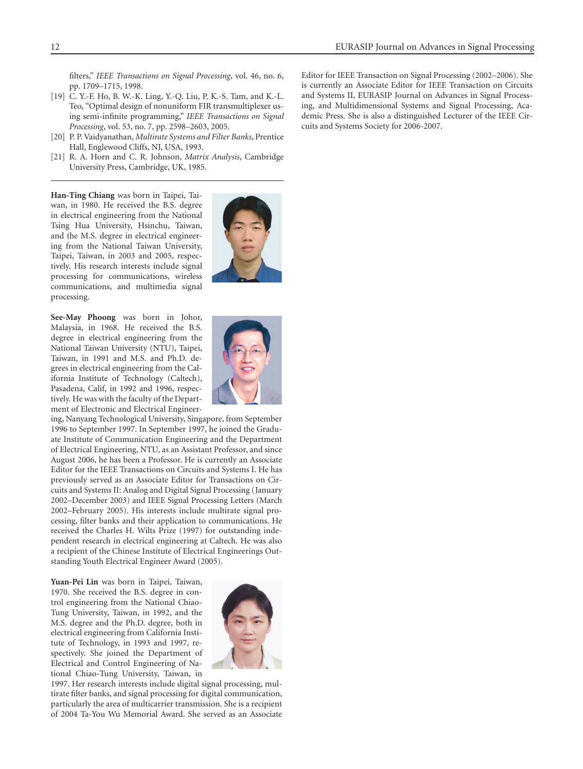filters," *IEEE Transactions on Signal Processing*, vol. 46, no. 6, pp. 1709–1715, 1998.

[19] C. Y.-F. Ho, B. W.-K. Ling, Y.-Q. Liu, P. K.-S. Tam, and K.-L. Teo, "Optimal design of nonuniform FIR transmultiplexer using semi-infinite programming," *IEEE Transactions on Signal Processing*, vol. 53, no. 7, pp. 2598–2603, 2005.

[20] P. P. Vaidyanathan, *Multirate Systems and Filter Banks*, Prentice Hall, Englewood Cliffs, NJ, USA, 1993.

[21] R. A. Horn and C. R. Johnson, *Matrix Analysis*, Cambridge University Press, Cambridge, UK, 1985.

---

**Han-Ting Chiang** was born in Taipei, Taiwan, in 1980. He received the B.S. degree in electrical engineering from the National Tsing Hua University, Hsinchu, Taiwan, and the M.S. degree in electrical engineering from the National Taiwan University, Taipei, Taiwan, in 2003 and 2005, respectively. His research interests include signal processing for communications, wireless communications, and multimedia signal processing.

**See-May Phoong** was born in Johor, Malaysia, in 1968. He received the B.S. degree in electrical engineering from the National Taiwan University (NTU), Taipei, Taiwan, in 1991 and M.S. and Ph.D. degrees in electrical engineering from the California Institute of Technology (Caltech), Pasadena, Calif, in 1992 and 1996, respectively. He was with the faculty of the Department of Electronic and Electrical Engineering, Nanyang Technological University, Singapore, from September 1996 to September 1997. In September 1997, he joined the Graduate Institute of Communication Engineering and the Department of Electrical Engineering, NTU, as an Assistant Professor, and since August 2006, he has been a Professor. He is currently an Associate Editor for the IEEE Transactions on Circuits and Systems I. He has previously served as an Associate Editor for Transactions on Circuits and Systems II: Analog and Digital Signal Processing (January 2002–December 2003) and IEEE Signal Processing Letters (March 2002–February 2005). His interests include multirate signal processing, filter banks and their application to communications. He received the Charles H. Wilts Prize (1997) for outstanding independent research in electrical engineering at Caltech. He was also a recipient of the Chinese Institute of Electrical Engineerings Outstanding Youth Electrical Engineer Award (2005).

**Yuan-Pei Lin** was born in Taipei, Taiwan, 1970. She received the B.S. degree in control engineering from the National Chiao-Tung University, Taiwan, in 1992, and the M.S. degree and the Ph.D. degree, both in electrical engineering from California Institute of Technology, in 1993 and 1997, respectively. She joined the Department of Electrical and Control Engineering of National Chiao-Tung University, Taiwan, in 1997. Her research interests include digital signal processing, multirate filter banks, and signal processing for digital communication, particularly the area of multicarrier transmission. She is a recipient of 2004 Ta-You Wu Memorial Award. She served as an Associate Editor for IEEE Transaction on Signal Processing (2002–2006). She is currently an Associate Editor for IEEE Transaction on Circuits and Systems II, EURASIP Journal on Advances in Signal Processing, and Multidimensional Systems and Signal Processing, Academic Press. She is also a distinguished Lecturer of the IEEE Circuits and Systems Society for 2006-2007.